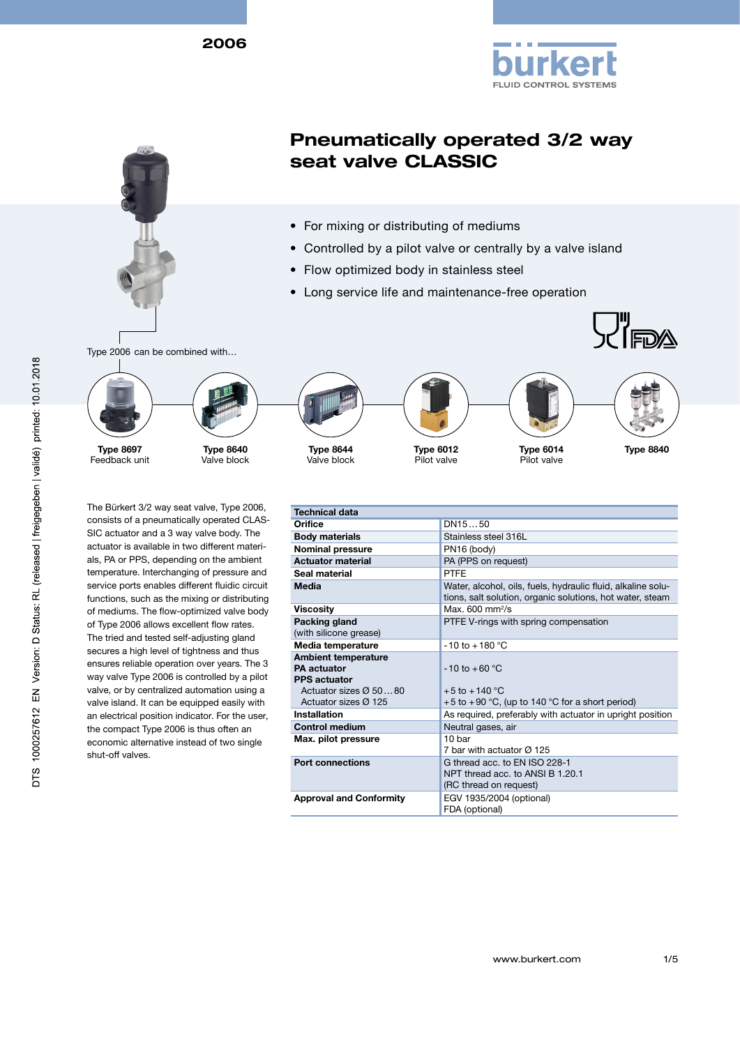2006

# Pneumatically operated 3/2 way seat valve CLASSIC

- For mixing or distributing of mediums
- Controlled by a pilot valve or centrally by a valve island
- Flow optimized body in stainless steel
- Long service life and maintenance-free operation

Type 2006 can be combined with…

| **Type 8697** Feedback unit | **Type 8640** Valve block | **Type 8644** Valve block | **Type 6012** Pilot valve | **Type 6014** Pilot valve | **Type 8840** |
|---|---|---|---|---|---|

The Bürkert 3/2 way seat valve, Type 2006, consists of a pneumatically operated CLASSIC actuator and a 3 way valve body. The actuator is available in two different materials, PA or PPS, depending on the ambient temperature. Interchanging of pressure and service ports enables different fluidic circuit functions, such as the mixing or distributing of mediums. The flow-optimized valve body of Type 2006 allows excellent flow rates. The tried and tested self-adjusting gland secures a high level of tightness and thus ensures reliable operation over years. The 3 way valve Type 2006 is controlled by a pilot valve, or by centralized automation using a valve island. It can be equipped easily with an electrical position indicator. For the user, the compact Type 2006 is thus often an economic alternative instead of two single shut-off valves.

| Technical data | |
|---|---|
| **Orifice** | DN15…50 |
| **Body materials** | Stainless steel 316L |
| **Nominal pressure** | PN16 (body) |
| **Actuator material** | PA (PPS on request) |
| **Seal material** | PTFE |
| **Media** | Water, alcohol, oils, fuels, hydraulic fluid, alkaline solutions, salt solution, organic solutions, hot water, steam |
| **Viscosity** | Max. 600 mm²/s |
| **Packing gland** (with silicone grease) | PTFE V-rings with spring compensation |
| **Media temperature** | -10 to +180 °C |
| **Ambient temperature** | |
| **PA actuator** | -10 to +60 °C |
| **PPS actuator** | |
| Actuator sizes Ø 50…80 | +5 to +140 °C |
| Actuator sizes Ø 125 | +5 to +90 °C, (up to 140 °C for a short period) |
| **Installation** | As required, preferably with actuator in upright position |
| **Control medium** | Neutral gases, air |
| **Max. pilot pressure** | 10 bar<br>7 bar with actuator Ø 125 |
| **Port connections** | G thread acc. to EN ISO 228-1<br>NPT thread acc. to ANSI B 1.20.1<br>(RC thread on request) |
| **Approval and Conformity** | EGV 1935/2004 (optional)<br>FDA (optional) |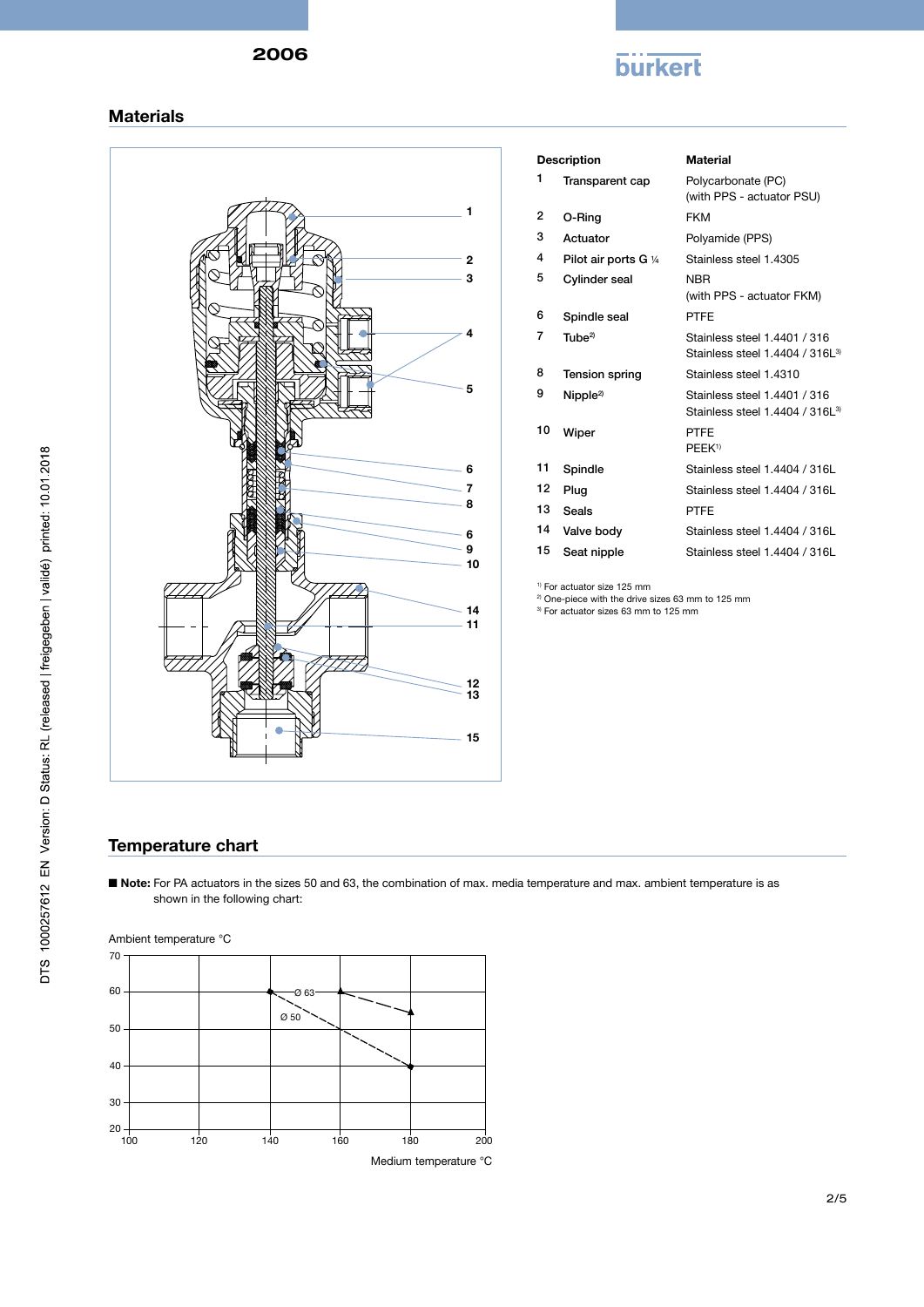## Materials

| | Description | Material |
|---|---|---|
| 1 | Transparent cap | Polycarbonate (PC) (with PPS - actuator PSU) |
| 2 | O-Ring | FKM |
| 3 | Actuator | Polyamide (PPS) |
| 4 | Pilot air ports G ¼ | Stainless steel 1.4305 |
| 5 | Cylinder seal | NBR (with PPS - actuator FKM) |
| 6 | Spindle seal | PTFE |
| 7 | Tube[2] | Stainless steel 1.4401 / 316<br>Stainless steel 1.4404 / 316L[3] |
| 8 | Tension spring | Stainless steel 1.4310 |
| 9 | Nipple[2] | Stainless steel 1.4401 / 316<br>Stainless steel 1.4404 / 316L[3] |
| 10 | Wiper | PTFE<br>PEEK[1] |
| 11 | Spindle | Stainless steel 1.4404 / 316L |
| 12 | Plug | Stainless steel 1.4404 / 316L |
| 13 | Seals | PTFE |
| 14 | Valve body | Stainless steel 1.4404 / 316L |
| 15 | Seat nipple | Stainless steel 1.4404 / 316L |

[1] For actuator size 125 mm
[2] One-piece with the drive sizes 63 mm to 125 mm
[3] For actuator sizes 63 mm to 125 mm

## Temperature chart

■ **Note:** For PA actuators in the sizes 50 and 63, the combination of max. media temperature and max. ambient temperature is as shown in the following chart: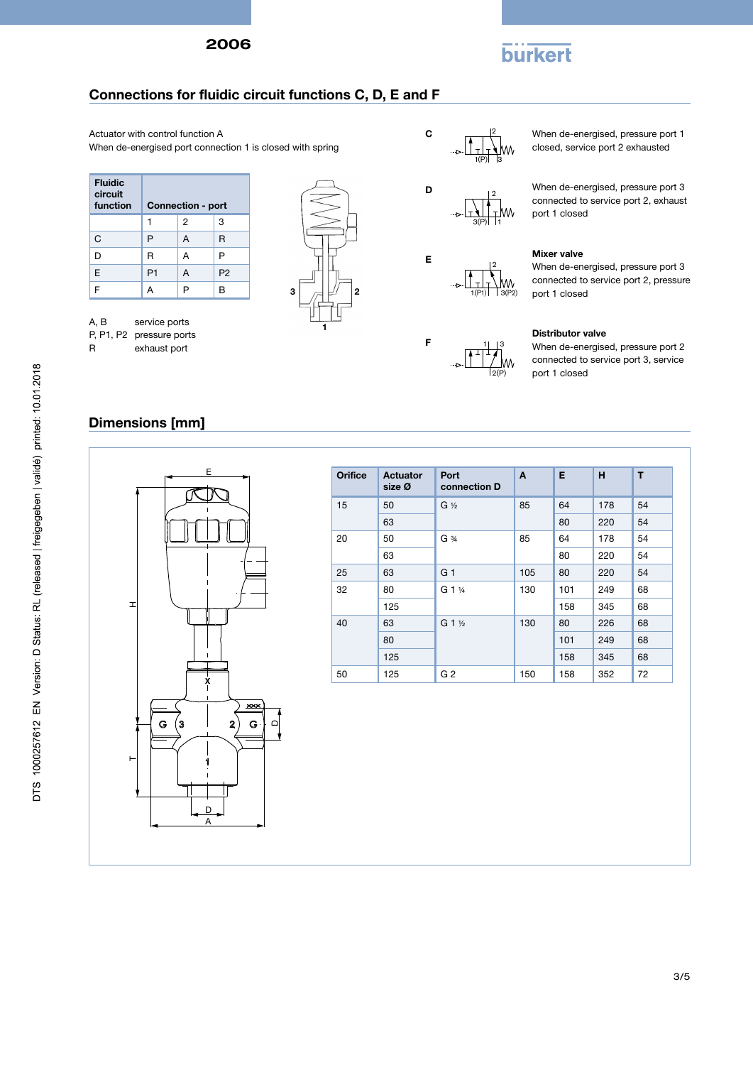## Connections for fluidic circuit functions C, D, E and F

Actuator with control function A
When de-energised port connection 1 is closed with spring

| Fluidic circuit function | Connection - port | | |
|---|---|---|---|
| | 1 | 2 | 3 |
| C | P | A | R |
| D | R | A | P |
| E | P1 | A | P2 |
| F | A | P | B |

A, B service ports
P, P1, P2 pressure ports
R exhaust port

**C** When de-energised, pressure port 1 closed, service port 2 exhausted

**D** When de-energised, pressure port 3 connected to service port 2, exhaust port 1 closed

**E** **Mixer valve**
When de-energised, pressure port 3 connected to service port 2, pressure port 1 closed

**F** **Distributor valve**
When de-energised, pressure port 2 connected to service port 3, service port 1 closed

## Dimensions [mm]

| Orifice | Actuator size Ø | Port connection D | A | E | H | T |
|---|---|---|---|---|---|---|
| 15 | 50 | G ½ | 85 | 64 | 178 | 54 |
| | 63 | | | 80 | 220 | 54 |
| 20 | 50 | G ¾ | 85 | 64 | 178 | 54 |
| | 63 | | | 80 | 220 | 54 |
| 25 | 63 | G 1 | 105 | 80 | 220 | 54 |
| 32 | 80 | G 1 ¼ | 130 | 101 | 249 | 68 |
| | 125 | | | 158 | 345 | 68 |
| 40 | 63 | G 1 ½ | 130 | 80 | 226 | 68 |
| | 80 | | | 101 | 249 | 68 |
| | 125 | | | 158 | 345 | 68 |
| 50 | 125 | G 2 | 150 | 158 | 352 | 72 |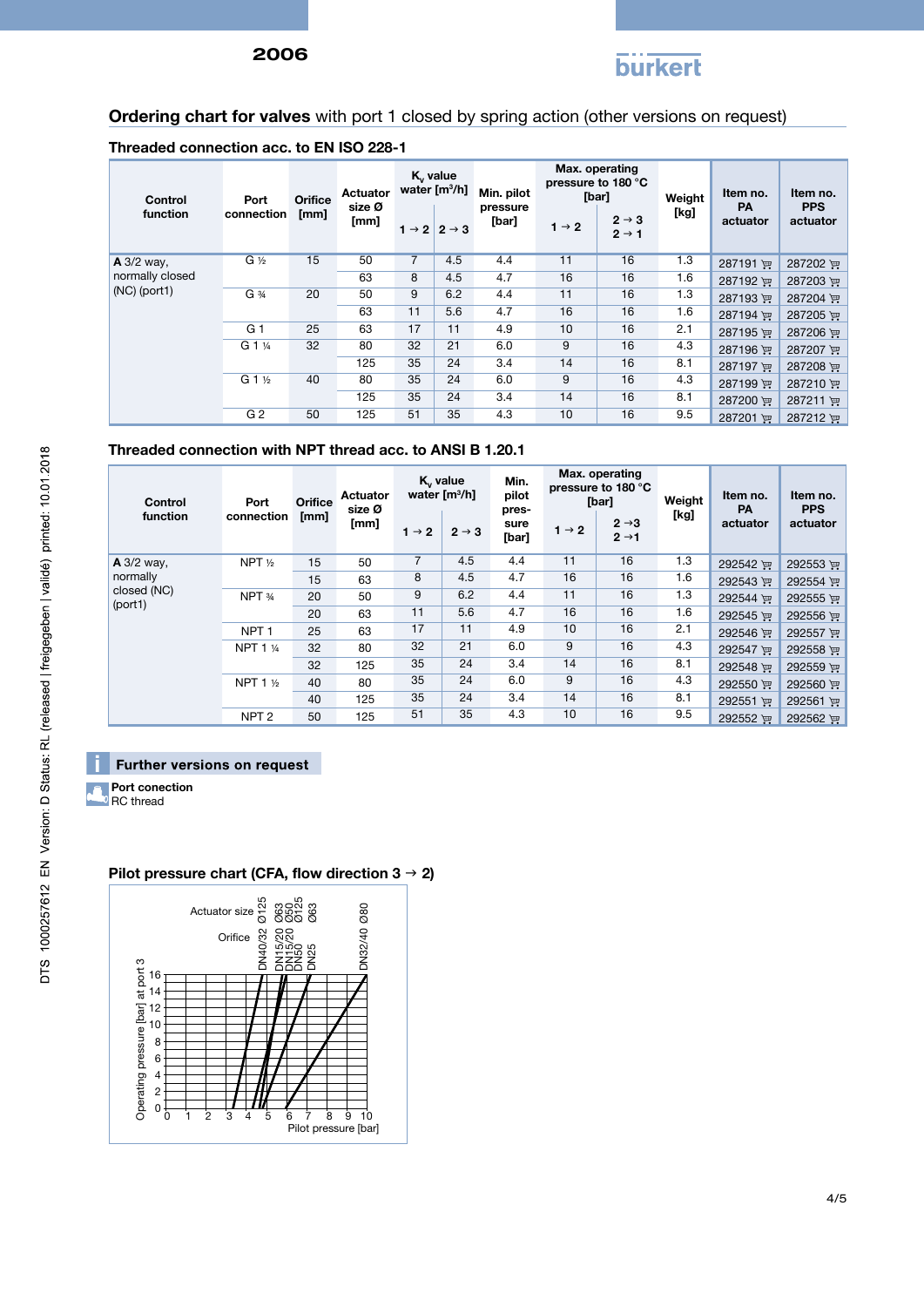## Ordering chart for valves with port 1 closed by spring action (other versions on request)

### Threaded connection acc. to EN ISO 228-1

| Control function | Port connection | Orifice [mm] | Actuator size Ø [mm] | $K_v$ value water [m³/h] | | Min. pilot pressure [bar] | Max. operating pressure to 180 °C [bar] | | Weight [kg] | Item no. PA actuator | Item no. PPS actuator |
|---|---|---|---|---|---|---|---|---|---|---|---|
| | | | | 1 → 2 | 2 → 3 | | 1 → 2 | 2 → 3 2 → 1 | | | |
| **A** 3/2 way, normally closed (NC) (port1) | G ½ | 15 | 50 | 7 | 4.5 | 4.4 | 11 | 16 | 1.3 | 287191 | 287202 |
| | | | 63 | 8 | 4.5 | 4.7 | 16 | 16 | 1.6 | 287192 | 287203 |
| | G ¾ | 20 | 50 | 9 | 6.2 | 4.4 | 11 | 16 | 1.3 | 287193 | 287204 |
| | | | 63 | 11 | 5.6 | 4.7 | 16 | 16 | 1.6 | 287194 | 287205 |
| | G 1 | 25 | 63 | 17 | 11 | 4.9 | 10 | 16 | 2.1 | 287195 | 287206 |
| | G 1 ¼ | 32 | 80 | 32 | 21 | 6.0 | 9 | 16 | 4.3 | 287196 | 287207 |
| | | | 125 | 35 | 24 | 3.4 | 14 | 16 | 8.1 | 287197 | 287208 |
| | G 1 ½ | 40 | 80 | 35 | 24 | 6.0 | 9 | 16 | 4.3 | 287199 | 287210 |
| | | | 125 | 35 | 24 | 3.4 | 14 | 16 | 8.1 | 287200 | 287211 |
| | G 2 | 50 | 125 | 51 | 35 | 4.3 | 10 | 16 | 9.5 | 287201 | 287212 |

### Threaded connection with NPT thread acc. to ANSI B 1.20.1

| Control function | Port connection | Orifice [mm] | Actuator size Ø [mm] | $K_v$ value water [m³/h] | | Min. pilot pressure [bar] | Max. operating pressure to 180 °C [bar] | | Weight [kg] | Item no. PA actuator | Item no. PPS actuator |
|---|---|---|---|---|---|---|---|---|---|---|---|
| | | | | 1 → 2 | 2 → 3 | | 1 → 2 | 2 → 3 2 → 1 | | | |
| **A** 3/2 way, normally closed (NC) (port1) | NPT ½ | 15 | 50 | 7 | 4.5 | 4.4 | 11 | 16 | 1.3 | 292542 | 292553 |
| | | 15 | 63 | 8 | 4.5 | 4.7 | 16 | 16 | 1.6 | 292543 | 292554 |
| | NPT ¾ | 20 | 50 | 9 | 6.2 | 4.4 | 11 | 16 | 1.3 | 292544 | 292555 |
| | | 20 | 63 | 11 | 5.6 | 4.7 | 16 | 16 | 1.6 | 292545 | 292556 |
| | NPT 1 | 25 | 63 | 17 | 11 | 4.9 | 10 | 16 | 2.1 | 292546 | 292557 |
| | NPT 1 ¼ | 32 | 80 | 32 | 21 | 6.0 | 9 | 16 | 4.3 | 292547 | 292558 |
| | | 32 | 125 | 35 | 24 | 3.4 | 14 | 16 | 8.1 | 292548 | 292559 |
| | NPT 1 ½ | 40 | 80 | 35 | 24 | 6.0 | 9 | 16 | 4.3 | 292550 | 292560 |
| | | 40 | 125 | 35 | 24 | 3.4 | 14 | 16 | 8.1 | 292551 | 292561 |
| | NPT 2 | 50 | 125 | 51 | 35 | 4.3 | 10 | 16 | 9.5 | 292552 | 292562 |

**Further versions on request**

**Port conection**
RC thread

### Pilot pressure chart (CFA, flow direction 3 → 2)

Actuator size: Ø125, Ø63, Ø50, Ø125, Ø63, Ø80
Orifice: DN40/32, DN15/20, DN15/20, DN50, DN25, DN32/40

Operating pressure [bar] at port 3 (0–16)

Pilot pressure [bar] (0–10)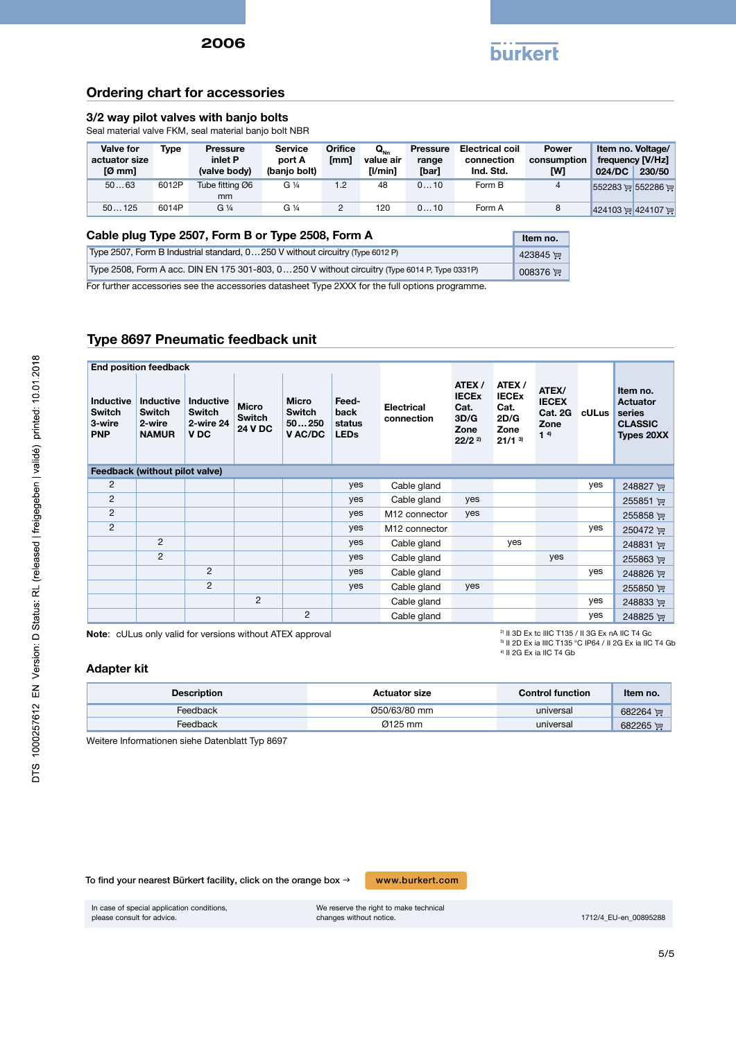## Ordering chart for accessories

### 3/2 way pilot valves with banjo bolts

Seal material valve FKM, seal material banjo bolt NBR

| Valve for actuator size [Ø mm] | Type | Pressure inlet P (valve body) | Service port A (banjo bolt) | Orifice [mm] | $Q_{Nn}$ value air [l/min] | Pressure range [bar] | Electrical coil connection Ind. Std. | Power consumption [W] | Item no. Voltage/ frequency [V/Hz] 024/DC | 230/50 |
|---|---|---|---|---|---|---|---|---|---|---|
| 50…63 | 6012P | Tube fitting Ø6 mm | G ¼ | 1.2 | 48 | 0…10 | Form B | 4 | 552283 | 552286 |
| 50…125 | 6014P | G ¼ | G ¼ | 2 | 120 | 0…10 | Form A | 8 | 424103 | 424107 |

### Cable plug Type 2507, Form B or Type 2508, Form A

| | Item no. |
|---|---|
| Type 2507, Form B Industrial standard, 0…250 V without circuitry (Type 6012 P) | 423845 |
| Type 2508, Form A acc. DIN EN 175 301-803, 0…250 V without circuitry (Type 6014 P, Type 0331P) | 008376 |

For further accessories see the accessories datasheet Type 2XXX for the full options programme.

## Type 8697 Pneumatic feedback unit

| End position feedback | | | | | | | | | | | |
|---|---|---|---|---|---|---|---|---|---|---|---|
| Inductive Switch 3-wire PNP | Inductive Switch 2-wire NAMUR | Inductive Switch 2-wire 24 V DC | Micro Switch 24 V DC | Micro Switch 50…250 V AC/DC | Feed-back status LEDs | Electrical connection | ATEX / IECEx Cat. 3D/G Zone 22/2 [2] | ATEX / IECEx Cat. 2D/G Zone 21/1 [3] | ATEX/ IECEX Cat. 2G Zone 1 [4] | cULus | Item no. Actuator series CLASSIC Types 20XX |
| **Feedback (without pilot valve)** | | | | | | | | | | | |
| 2 | | | | | yes | Cable gland | | | | yes | 248827 |
| 2 | | | | | yes | Cable gland | yes | | | | 255851 |
| 2 | | | | | yes | M12 connector | yes | | | | 255858 |
| 2 | | | | | yes | M12 connector | | | | yes | 250472 |
| | 2 | | | | yes | Cable gland | | yes | | | 248831 |
| | 2 | | | | yes | Cable gland | | | yes | | 255863 |
| | | 2 | | | yes | Cable gland | | | | yes | 248826 |
| | | 2 | | | yes | Cable gland | yes | | | | 255850 |
| | | | 2 | | | Cable gland | | | | yes | 248833 |
| | | | | 2 | | Cable gland | | | | yes | 248825 |

**Note**: cULus only valid for versions without ATEX approval

[2] II 3D Ex tc IIIC T135 / II 3G Ex nA IIC T4 Gc
[3] II 2D Ex ia IIIC T135 °C IP64 / II 2G Ex ia IIC T4 Gb
[4] II 2G Ex ia IIC T4 Gb

### Adapter kit

| Description | Actuator size | Control function | Item no. |
|---|---|---|---|
| Feedback | Ø50/63/80 mm | universal | 682264 |
| Feedback | Ø125 mm | universal | 682265 |

Weitere Informationen siehe Datenblatt Typ 8697

To find your nearest Bürkert facility, click on the orange box → **www.burkert.com**

In case of special application conditions, please consult for advice.

We reserve the right to make technical changes without notice.

1712/4_EU-en_00895288